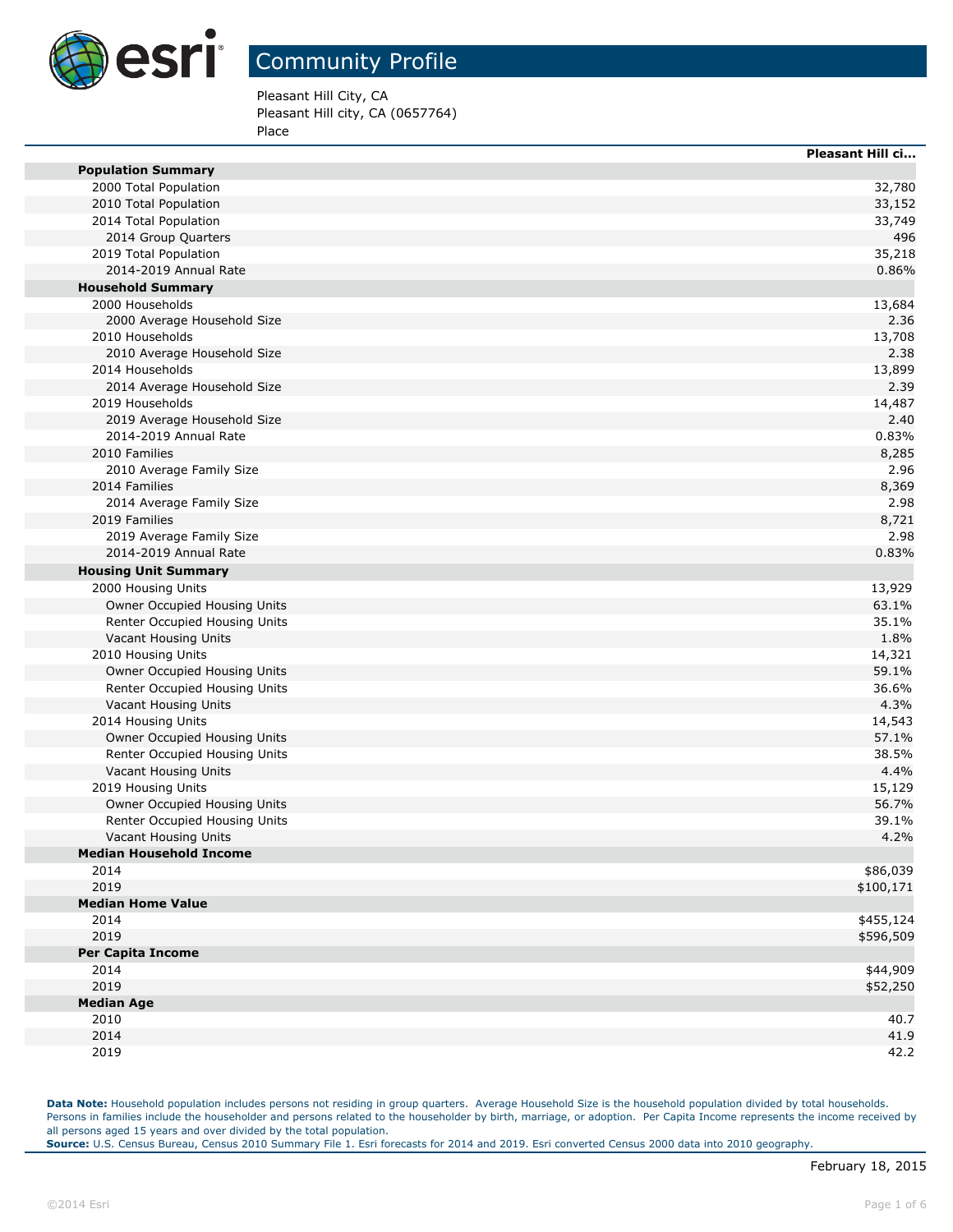# Community Profile

Pleasant Hill City, CA
Pleasant Hill city, CA (0657764)
Place

| | Pleasant Hill ci... |
|---|---|
| **Population Summary** | |
| 2000 Total Population | 32,780 |
| 2010 Total Population | 33,152 |
| 2014 Total Population | 33,749 |
| 2014 Group Quarters | 496 |
| 2019 Total Population | 35,218 |
| 2014-2019 Annual Rate | 0.86% |
| **Household Summary** | |
| 2000 Households | 13,684 |
| 2000 Average Household Size | 2.36 |
| 2010 Households | 13,708 |
| 2010 Average Household Size | 2.38 |
| 2014 Households | 13,899 |
| 2014 Average Household Size | 2.39 |
| 2019 Households | 14,487 |
| 2019 Average Household Size | 2.40 |
| 2014-2019 Annual Rate | 0.83% |
| 2010 Families | 8,285 |
| 2010 Average Family Size | 2.96 |
| 2014 Families | 8,369 |
| 2014 Average Family Size | 2.98 |
| 2019 Families | 8,721 |
| 2019 Average Family Size | 2.98 |
| 2014-2019 Annual Rate | 0.83% |
| **Housing Unit Summary** | |
| 2000 Housing Units | 13,929 |
| Owner Occupied Housing Units | 63.1% |
| Renter Occupied Housing Units | 35.1% |
| Vacant Housing Units | 1.8% |
| 2010 Housing Units | 14,321 |
| Owner Occupied Housing Units | 59.1% |
| Renter Occupied Housing Units | 36.6% |
| Vacant Housing Units | 4.3% |
| 2014 Housing Units | 14,543 |
| Owner Occupied Housing Units | 57.1% |
| Renter Occupied Housing Units | 38.5% |
| Vacant Housing Units | 4.4% |
| 2019 Housing Units | 15,129 |
| Owner Occupied Housing Units | 56.7% |
| Renter Occupied Housing Units | 39.1% |
| Vacant Housing Units | 4.2% |
| **Median Household Income** | |
| 2014 | $86,039 |
| 2019 | $100,171 |
| **Median Home Value** | |
| 2014 | $455,124 |
| 2019 | $596,509 |
| **Per Capita Income** | |
| 2014 | $44,909 |
| 2019 | $52,250 |
| **Median Age** | |
| 2010 | 40.7 |
| 2014 | 41.9 |
| 2019 | 42.2 |

**Data Note:** Household population includes persons not residing in group quarters. Average Household Size is the household population divided by total households. Persons in families include the householder and persons related to the householder by birth, marriage, or adoption. Per Capita Income represents the income received by all persons aged 15 years and over divided by the total population.
**Source:** U.S. Census Bureau, Census 2010 Summary File 1. Esri forecasts for 2014 and 2019. Esri converted Census 2000 data into 2010 geography.

February 18, 2015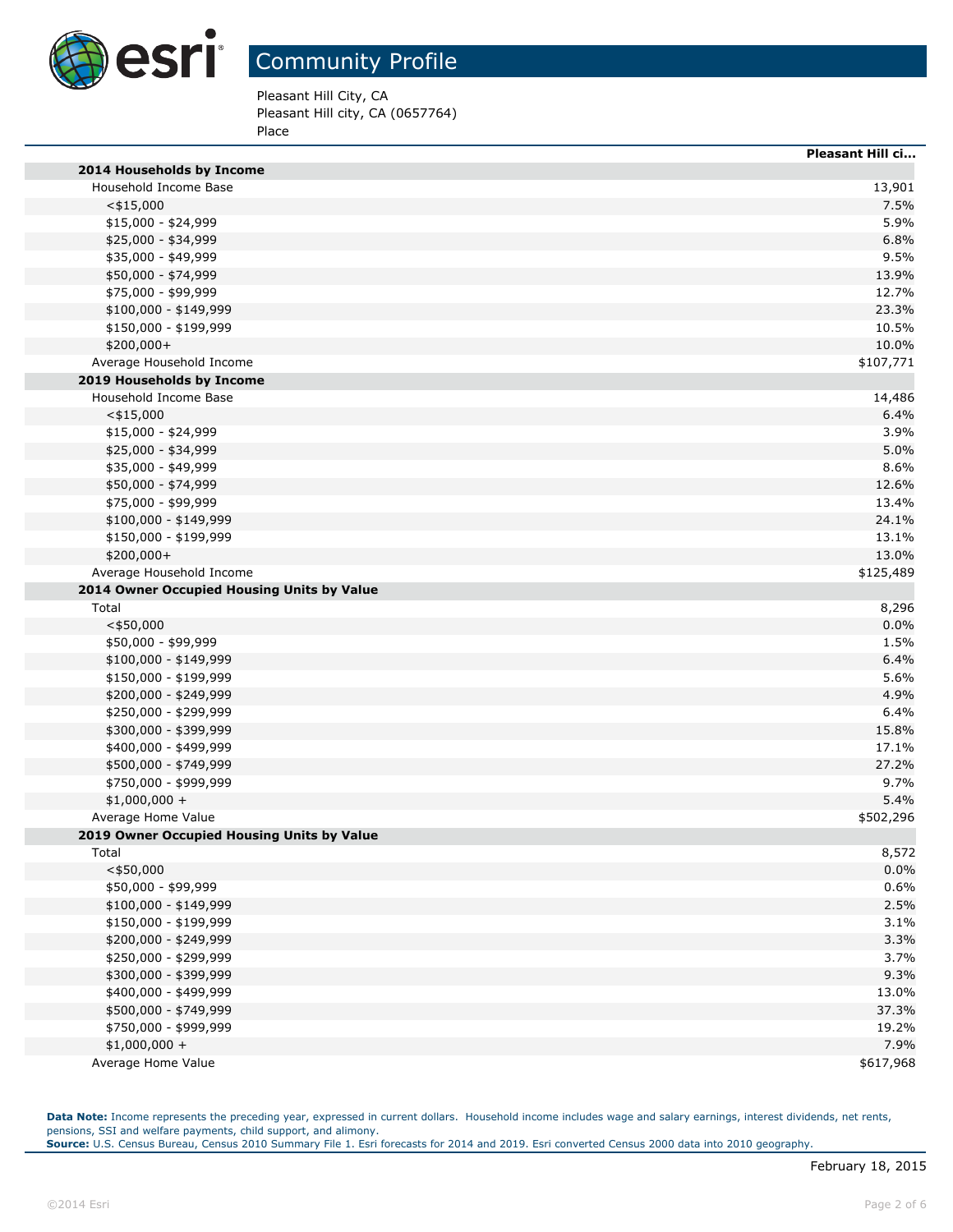# Community Profile

Pleasant Hill City, CA
Pleasant Hill city, CA (0657764)
Place

| | Pleasant Hill ci... |
|---|---|
| **2014 Households by Income** | |
| Household Income Base | 13,901 |
| <$15,000 | 7.5% |
| $15,000 - $24,999 | 5.9% |
| $25,000 - $34,999 | 6.8% |
| $35,000 - $49,999 | 9.5% |
| $50,000 - $74,999 | 13.9% |
| $75,000 - $99,999 | 12.7% |
| $100,000 - $149,999 | 23.3% |
| $150,000 - $199,999 | 10.5% |
| $200,000+ | 10.0% |
| Average Household Income | $107,771 |
| **2019 Households by Income** | |
| Household Income Base | 14,486 |
| <$15,000 | 6.4% |
| $15,000 - $24,999 | 3.9% |
| $25,000 - $34,999 | 5.0% |
| $35,000 - $49,999 | 8.6% |
| $50,000 - $74,999 | 12.6% |
| $75,000 - $99,999 | 13.4% |
| $100,000 - $149,999 | 24.1% |
| $150,000 - $199,999 | 13.1% |
| $200,000+ | 13.0% |
| Average Household Income | $125,489 |
| **2014 Owner Occupied Housing Units by Value** | |
| Total | 8,296 |
| <$50,000 | 0.0% |
| $50,000 - $99,999 | 1.5% |
| $100,000 - $149,999 | 6.4% |
| $150,000 - $199,999 | 5.6% |
| $200,000 - $249,999 | 4.9% |
| $250,000 - $299,999 | 6.4% |
| $300,000 - $399,999 | 15.8% |
| $400,000 - $499,999 | 17.1% |
| $500,000 - $749,999 | 27.2% |
| $750,000 - $999,999 | 9.7% |
| $1,000,000 + | 5.4% |
| Average Home Value | $502,296 |
| **2019 Owner Occupied Housing Units by Value** | |
| Total | 8,572 |
| <$50,000 | 0.0% |
| $50,000 - $99,999 | 0.6% |
| $100,000 - $149,999 | 2.5% |
| $150,000 - $199,999 | 3.1% |
| $200,000 - $249,999 | 3.3% |
| $250,000 - $299,999 | 3.7% |
| $300,000 - $399,999 | 9.3% |
| $400,000 - $499,999 | 13.0% |
| $500,000 - $749,999 | 37.3% |
| $750,000 - $999,999 | 19.2% |
| $1,000,000 + | 7.9% |
| Average Home Value | $617,968 |

**Data Note:** Income represents the preceding year, expressed in current dollars. Household income includes wage and salary earnings, interest dividends, net rents, pensions, SSI and welfare payments, child support, and alimony.
**Source:** U.S. Census Bureau, Census 2010 Summary File 1. Esri forecasts for 2014 and 2019. Esri converted Census 2000 data into 2010 geography.

February 18, 2015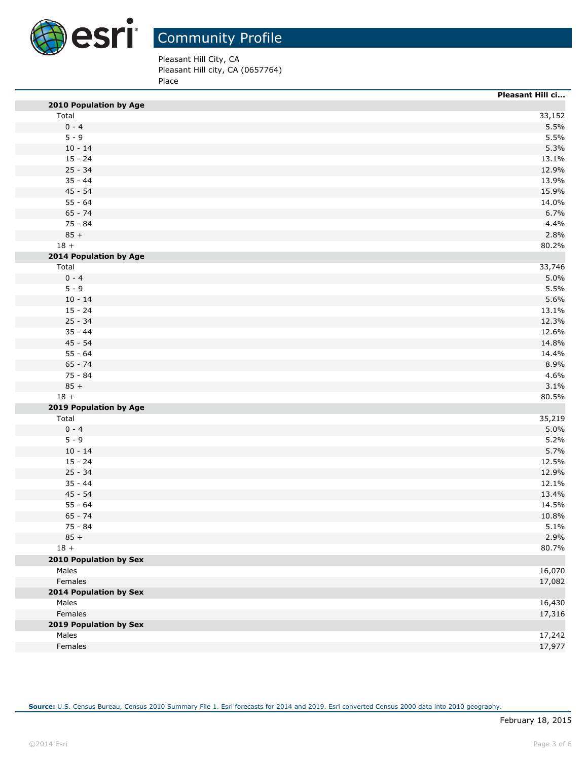# Community Profile

Pleasant Hill City, CA
Pleasant Hill city, CA (0657764)
Place

| | Pleasant Hill ci... |
|---|---|
| **2010 Population by Age** | |
| Total | 33,152 |
| 0 - 4 | 5.5% |
| 5 - 9 | 5.5% |
| 10 - 14 | 5.3% |
| 15 - 24 | 13.1% |
| 25 - 34 | 12.9% |
| 35 - 44 | 13.9% |
| 45 - 54 | 15.9% |
| 55 - 64 | 14.0% |
| 65 - 74 | 6.7% |
| 75 - 84 | 4.4% |
| 85 + | 2.8% |
| 18 + | 80.2% |
| **2014 Population by Age** | |
| Total | 33,746 |
| 0 - 4 | 5.0% |
| 5 - 9 | 5.5% |
| 10 - 14 | 5.6% |
| 15 - 24 | 13.1% |
| 25 - 34 | 12.3% |
| 35 - 44 | 12.6% |
| 45 - 54 | 14.8% |
| 55 - 64 | 14.4% |
| 65 - 74 | 8.9% |
| 75 - 84 | 4.6% |
| 85 + | 3.1% |
| 18 + | 80.5% |
| **2019 Population by Age** | |
| Total | 35,219 |
| 0 - 4 | 5.0% |
| 5 - 9 | 5.2% |
| 10 - 14 | 5.7% |
| 15 - 24 | 12.5% |
| 25 - 34 | 12.9% |
| 35 - 44 | 12.1% |
| 45 - 54 | 13.4% |
| 55 - 64 | 14.5% |
| 65 - 74 | 10.8% |
| 75 - 84 | 5.1% |
| 85 + | 2.9% |
| 18 + | 80.7% |
| **2010 Population by Sex** | |
| Males | 16,070 |
| Females | 17,082 |
| **2014 Population by Sex** | |
| Males | 16,430 |
| Females | 17,316 |
| **2019 Population by Sex** | |
| Males | 17,242 |
| Females | 17,977 |

**Source:** U.S. Census Bureau, Census 2010 Summary File 1. Esri forecasts for 2014 and 2019. Esri converted Census 2000 data into 2010 geography.

February 18, 2015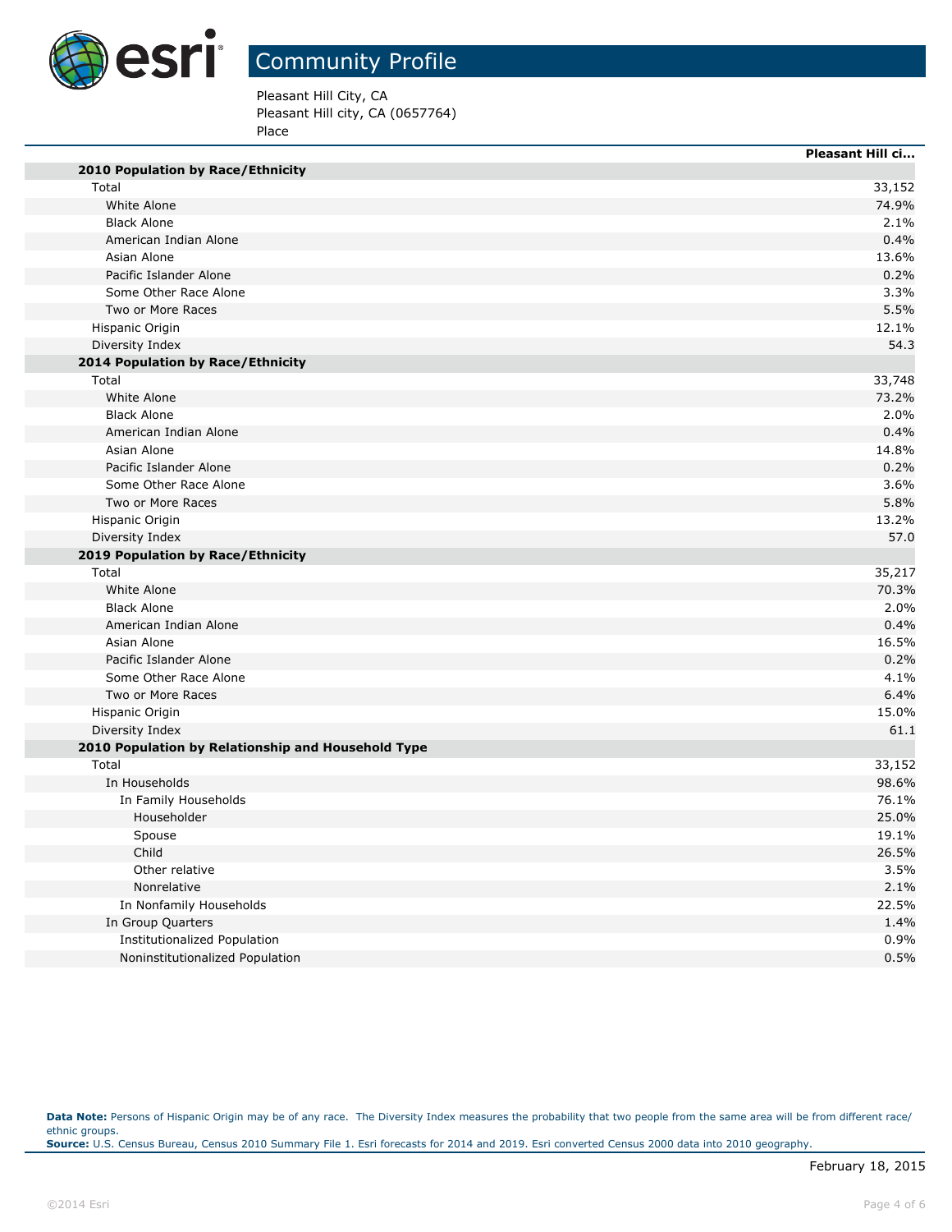# Community Profile

Pleasant Hill City, CA
Pleasant Hill city, CA (0657764)
Place

| | Pleasant Hill ci... |
|---|---|
| **2010 Population by Race/Ethnicity** | |
| Total | 33,152 |
| White Alone | 74.9% |
| Black Alone | 2.1% |
| American Indian Alone | 0.4% |
| Asian Alone | 13.6% |
| Pacific Islander Alone | 0.2% |
| Some Other Race Alone | 3.3% |
| Two or More Races | 5.5% |
| Hispanic Origin | 12.1% |
| Diversity Index | 54.3 |
| **2014 Population by Race/Ethnicity** | |
| Total | 33,748 |
| White Alone | 73.2% |
| Black Alone | 2.0% |
| American Indian Alone | 0.4% |
| Asian Alone | 14.8% |
| Pacific Islander Alone | 0.2% |
| Some Other Race Alone | 3.6% |
| Two or More Races | 5.8% |
| Hispanic Origin | 13.2% |
| Diversity Index | 57.0 |
| **2019 Population by Race/Ethnicity** | |
| Total | 35,217 |
| White Alone | 70.3% |
| Black Alone | 2.0% |
| American Indian Alone | 0.4% |
| Asian Alone | 16.5% |
| Pacific Islander Alone | 0.2% |
| Some Other Race Alone | 4.1% |
| Two or More Races | 6.4% |
| Hispanic Origin | 15.0% |
| Diversity Index | 61.1 |
| **2010 Population by Relationship and Household Type** | |
| Total | 33,152 |
| In Households | 98.6% |
| In Family Households | 76.1% |
| Householder | 25.0% |
| Spouse | 19.1% |
| Child | 26.5% |
| Other relative | 3.5% |
| Nonrelative | 2.1% |
| In Nonfamily Households | 22.5% |
| In Group Quarters | 1.4% |
| Institutionalized Population | 0.9% |
| Noninstitutionalized Population | 0.5% |

**Data Note:** Persons of Hispanic Origin may be of any race. The Diversity Index measures the probability that two people from the same area will be from different race/ethnic groups.
**Source:** U.S. Census Bureau, Census 2010 Summary File 1. Esri forecasts for 2014 and 2019. Esri converted Census 2000 data into 2010 geography.

February 18, 2015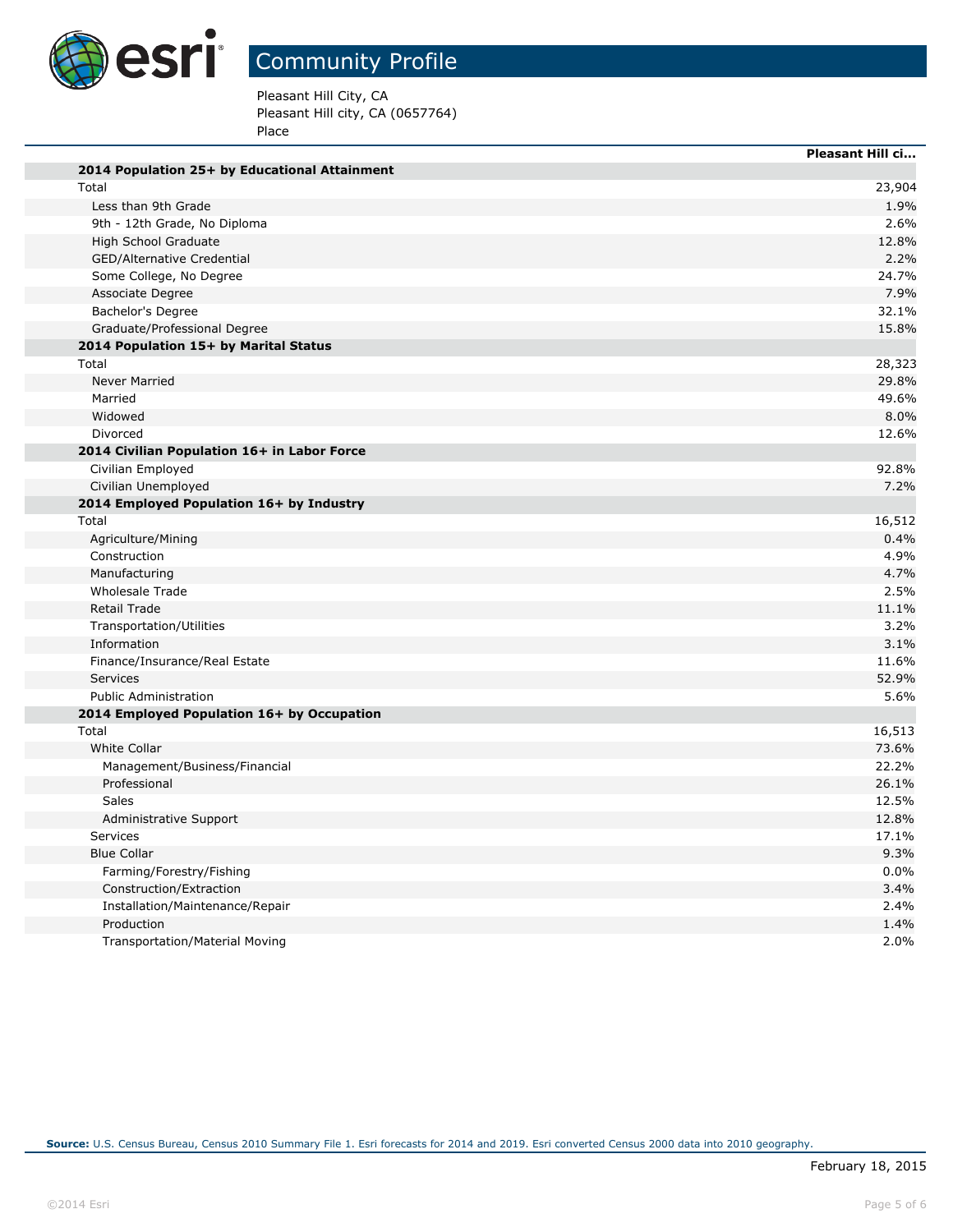# Community Profile

Pleasant Hill City, CA
Pleasant Hill city, CA (0657764)
Place

| | Pleasant Hill ci... |
|---|---|
| **2014 Population 25+ by Educational Attainment** | |
| Total | 23,904 |
| Less than 9th Grade | 1.9% |
| 9th - 12th Grade, No Diploma | 2.6% |
| High School Graduate | 12.8% |
| GED/Alternative Credential | 2.2% |
| Some College, No Degree | 24.7% |
| Associate Degree | 7.9% |
| Bachelor's Degree | 32.1% |
| Graduate/Professional Degree | 15.8% |
| **2014 Population 15+ by Marital Status** | |
| Total | 28,323 |
| Never Married | 29.8% |
| Married | 49.6% |
| Widowed | 8.0% |
| Divorced | 12.6% |
| **2014 Civilian Population 16+ in Labor Force** | |
| Civilian Employed | 92.8% |
| Civilian Unemployed | 7.2% |
| **2014 Employed Population 16+ by Industry** | |
| Total | 16,512 |
| Agriculture/Mining | 0.4% |
| Construction | 4.9% |
| Manufacturing | 4.7% |
| Wholesale Trade | 2.5% |
| Retail Trade | 11.1% |
| Transportation/Utilities | 3.2% |
| Information | 3.1% |
| Finance/Insurance/Real Estate | 11.6% |
| Services | 52.9% |
| Public Administration | 5.6% |
| **2014 Employed Population 16+ by Occupation** | |
| Total | 16,513 |
| White Collar | 73.6% |
| Management/Business/Financial | 22.2% |
| Professional | 26.1% |
| Sales | 12.5% |
| Administrative Support | 12.8% |
| Services | 17.1% |
| Blue Collar | 9.3% |
| Farming/Forestry/Fishing | 0.0% |
| Construction/Extraction | 3.4% |
| Installation/Maintenance/Repair | 2.4% |
| Production | 1.4% |
| Transportation/Material Moving | 2.0% |

**Source:** U.S. Census Bureau, Census 2010 Summary File 1. Esri forecasts for 2014 and 2019. Esri converted Census 2000 data into 2010 geography.

February 18, 2015

©2014 Esri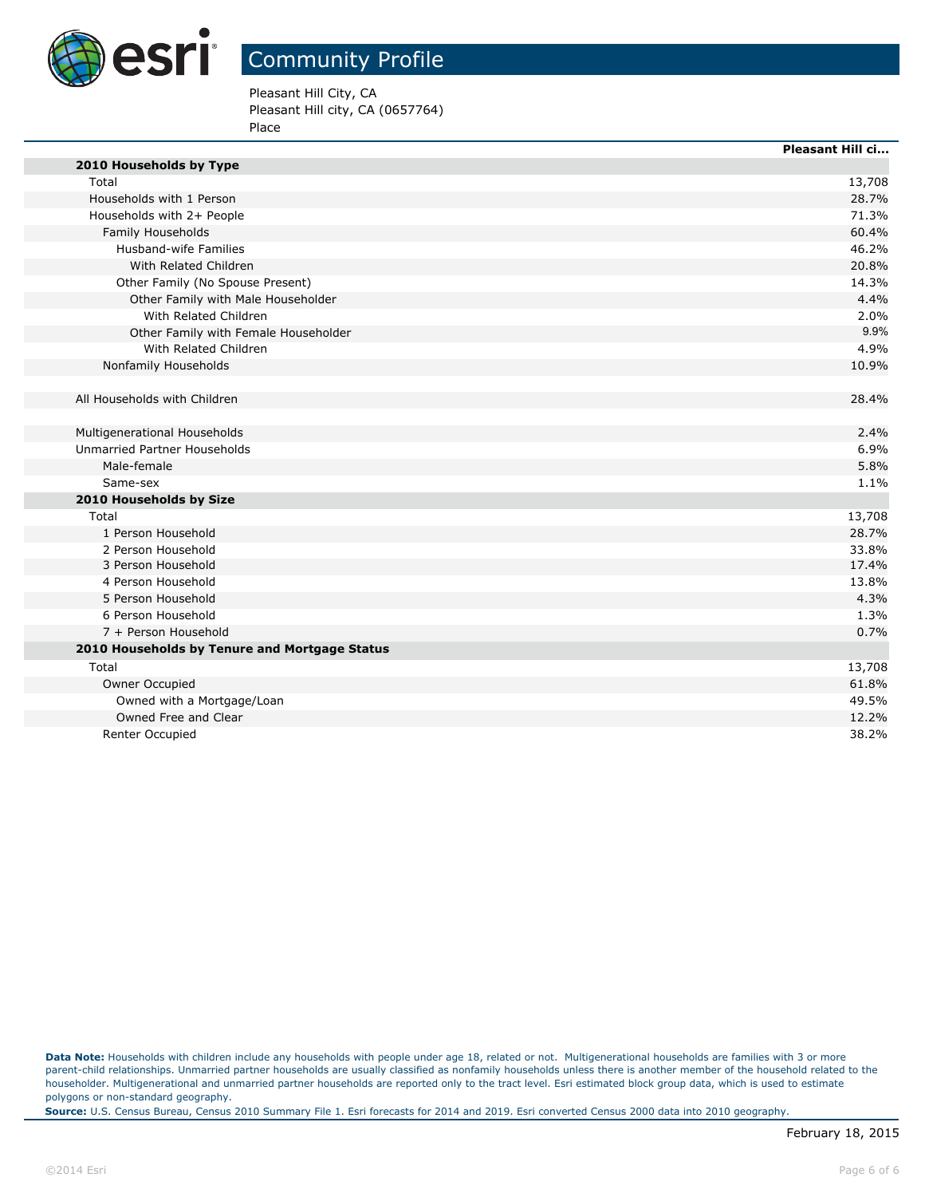# Community Profile

Pleasant Hill City, CA
Pleasant Hill city, CA (0657764)
Place

| | Pleasant Hill ci... |
|---|---|
| **2010 Households by Type** | |
| Total | 13,708 |
| Households with 1 Person | 28.7% |
| Households with 2+ People | 71.3% |
| Family Households | 60.4% |
| Husband-wife Families | 46.2% |
| With Related Children | 20.8% |
| Other Family (No Spouse Present) | 14.3% |
| Other Family with Male Householder | 4.4% |
| With Related Children | 2.0% |
| Other Family with Female Householder | 9.9% |
| With Related Children | 4.9% |
| Nonfamily Households | 10.9% |
| | |
| All Households with Children | 28.4% |
| | |
| Multigenerational Households | 2.4% |
| Unmarried Partner Households | 6.9% |
| Male-female | 5.8% |
| Same-sex | 1.1% |
| **2010 Households by Size** | |
| Total | 13,708 |
| 1 Person Household | 28.7% |
| 2 Person Household | 33.8% |
| 3 Person Household | 17.4% |
| 4 Person Household | 13.8% |
| 5 Person Household | 4.3% |
| 6 Person Household | 1.3% |
| 7 + Person Household | 0.7% |
| **2010 Households by Tenure and Mortgage Status** | |
| Total | 13,708 |
| Owner Occupied | 61.8% |
| Owned with a Mortgage/Loan | 49.5% |
| Owned Free and Clear | 12.2% |
| Renter Occupied | 38.2% |

**Data Note:** Households with children include any households with people under age 18, related or not. Multigenerational households are families with 3 or more parent-child relationships. Unmarried partner households are usually classified as nonfamily households unless there is another member of the household related to the householder. Multigenerational and unmarried partner households are reported only to the tract level. Esri estimated block group data, which is used to estimate polygons or non-standard geography.

**Source:** U.S. Census Bureau, Census 2010 Summary File 1. Esri forecasts for 2014 and 2019. Esri converted Census 2000 data into 2010 geography.

February 18, 2015